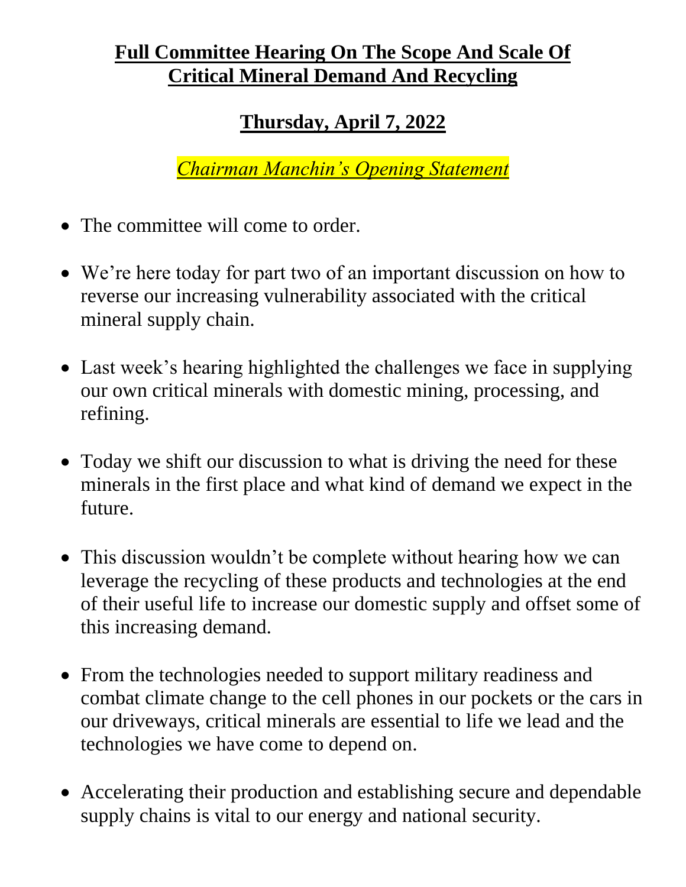# **Full Committee Hearing On The Scope And Scale Of Critical Mineral Demand And Recycling**

## **Thursday, April 7, 2022**

*Chairman Manchin's Opening Statement*

- The committee will come to order.
- We're here today for part two of an important discussion on how to reverse our increasing vulnerability associated with the critical mineral supply chain.
- Last week's hearing highlighted the challenges we face in supplying our own critical minerals with domestic mining, processing, and refining.
- Today we shift our discussion to what is driving the need for these minerals in the first place and what kind of demand we expect in the future.
- This discussion wouldn't be complete without hearing how we can leverage the recycling of these products and technologies at the end of their useful life to increase our domestic supply and offset some of this increasing demand.
- From the technologies needed to support military readiness and combat climate change to the cell phones in our pockets or the cars in our driveways, critical minerals are essential to life we lead and the technologies we have come to depend on.
- Accelerating their production and establishing secure and dependable supply chains is vital to our energy and national security.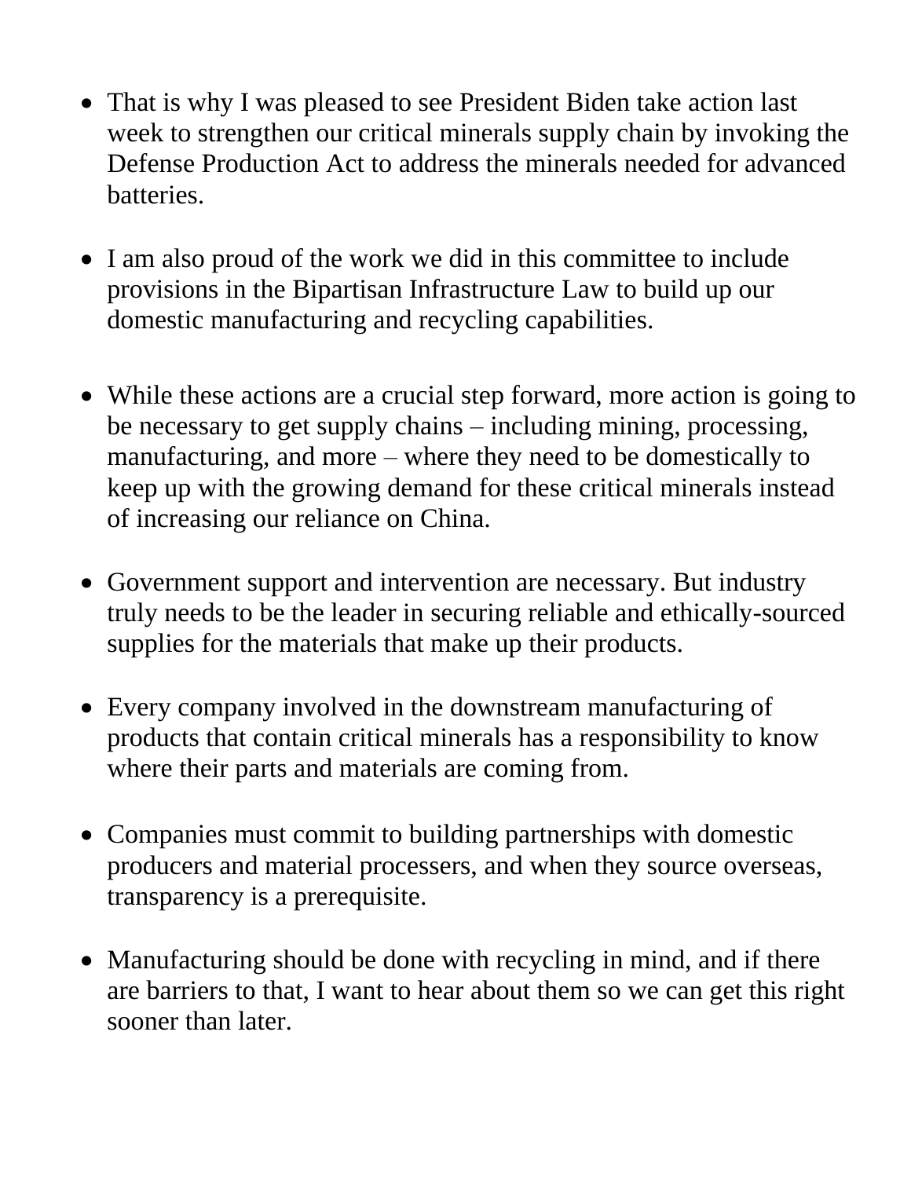- That is why I was pleased to see President Biden take action last week to strengthen our critical minerals supply chain by invoking the Defense Production Act to address the minerals needed for advanced batteries.

- I am also proud of the work we did in this committee to include provisions in the Bipartisan Infrastructure Law to build up our domestic manufacturing and recycling capabilities.

- While these actions are a crucial step forward, more action is going to be necessary to get supply chains – including mining, processing, manufacturing, and more – where they need to be domestically to keep up with the growing demand for these critical minerals instead of increasing our reliance on China.

- Government support and intervention are necessary. But industry truly needs to be the leader in securing reliable and ethically-sourced supplies for the materials that make up their products.

- Every company involved in the downstream manufacturing of products that contain critical minerals has a responsibility to know where their parts and materials are coming from.

- Companies must commit to building partnerships with domestic producers and material processers, and when they source overseas, transparency is a prerequisite.

- Manufacturing should be done with recycling in mind, and if there are barriers to that, I want to hear about them so we can get this right sooner than later.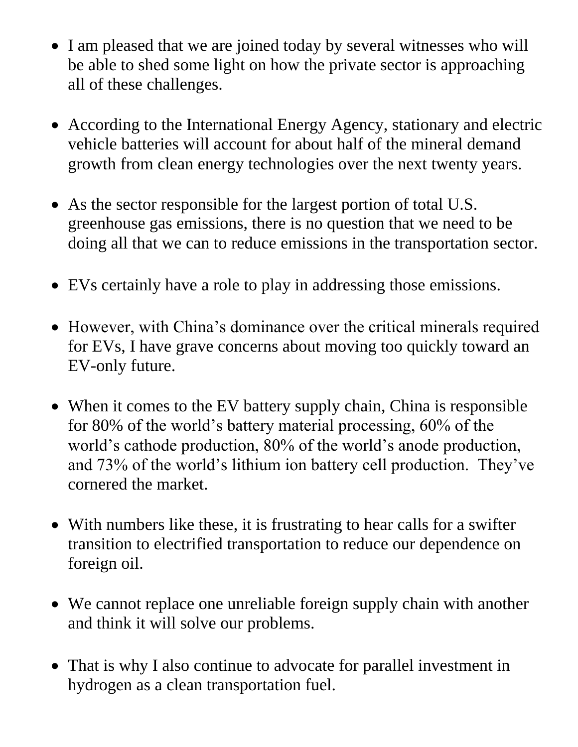- I am pleased that we are joined today by several witnesses who will be able to shed some light on how the private sector is approaching all of these challenges.

- According to the International Energy Agency, stationary and electric vehicle batteries will account for about half of the mineral demand growth from clean energy technologies over the next twenty years.

- As the sector responsible for the largest portion of total U.S. greenhouse gas emissions, there is no question that we need to be doing all that we can to reduce emissions in the transportation sector.

- EVs certainly have a role to play in addressing those emissions.

- However, with China's dominance over the critical minerals required for EVs, I have grave concerns about moving too quickly toward an EV-only future.

- When it comes to the EV battery supply chain, China is responsible for 80% of the world's battery material processing, 60% of the world's cathode production, 80% of the world's anode production, and 73% of the world's lithium ion battery cell production. They've cornered the market.

- With numbers like these, it is frustrating to hear calls for a swifter transition to electrified transportation to reduce our dependence on foreign oil.

- We cannot replace one unreliable foreign supply chain with another and think it will solve our problems.

- That is why I also continue to advocate for parallel investment in hydrogen as a clean transportation fuel.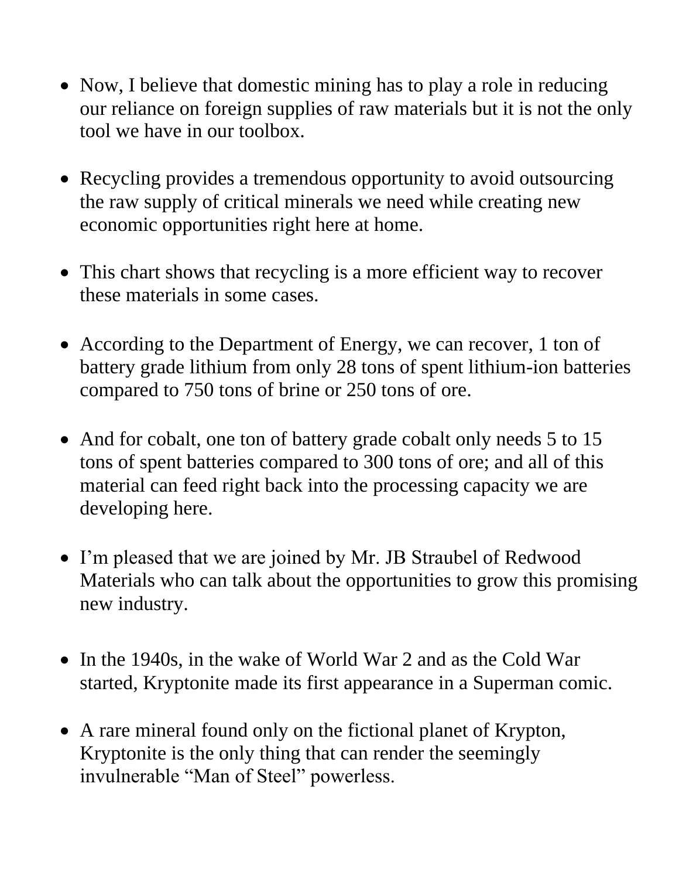- Now, I believe that domestic mining has to play a role in reducing our reliance on foreign supplies of raw materials but it is not the only tool we have in our toolbox.

- Recycling provides a tremendous opportunity to avoid outsourcing the raw supply of critical minerals we need while creating new economic opportunities right here at home.

- This chart shows that recycling is a more efficient way to recover these materials in some cases.

- According to the Department of Energy, we can recover, 1 ton of battery grade lithium from only 28 tons of spent lithium-ion batteries compared to 750 tons of brine or 250 tons of ore.

- And for cobalt, one ton of battery grade cobalt only needs 5 to 15 tons of spent batteries compared to 300 tons of ore; and all of this material can feed right back into the processing capacity we are developing here.

- I'm pleased that we are joined by Mr. JB Straubel of Redwood Materials who can talk about the opportunities to grow this promising new industry.

- In the 1940s, in the wake of World War 2 and as the Cold War started, Kryptonite made its first appearance in a Superman comic.

- A rare mineral found only on the fictional planet of Krypton, Kryptonite is the only thing that can render the seemingly invulnerable "Man of Steel" powerless.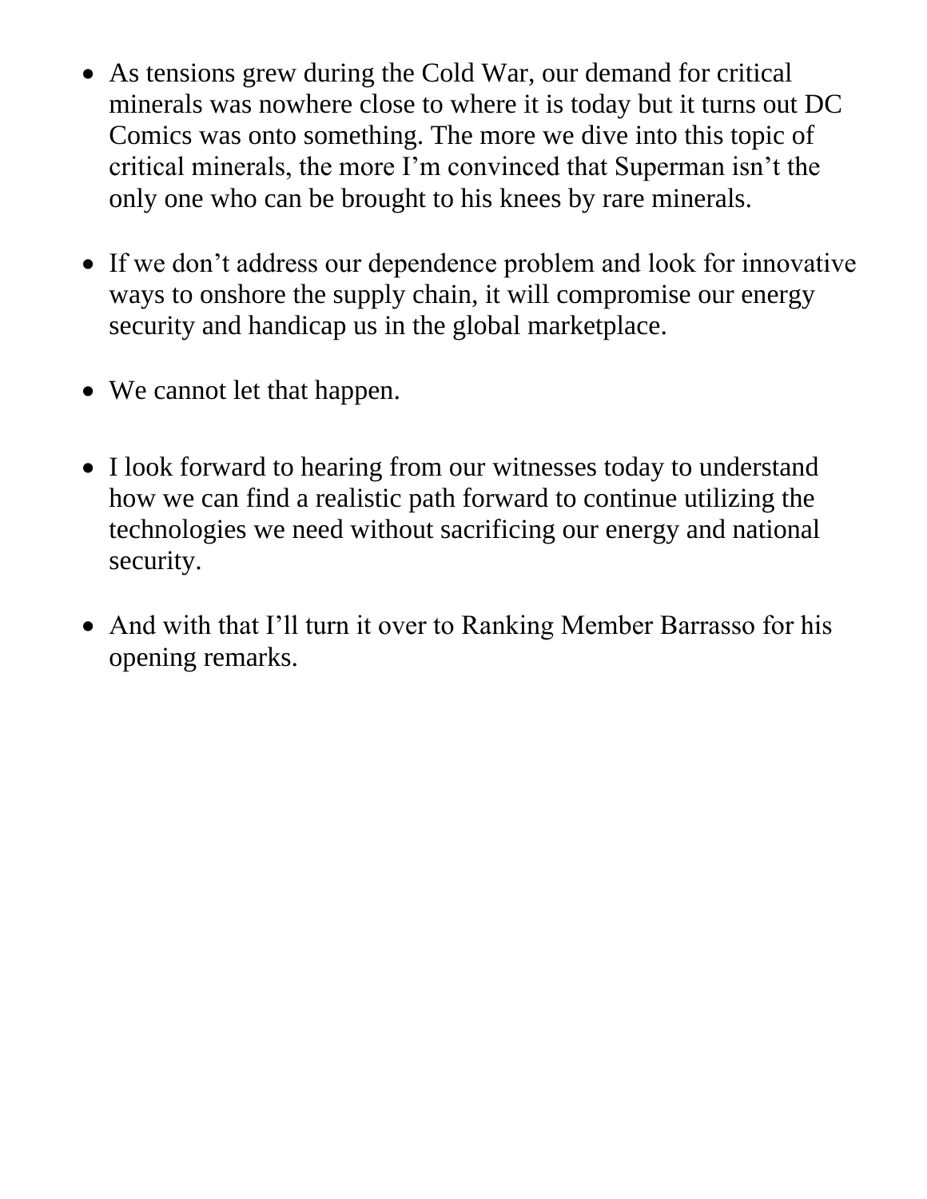- As tensions grew during the Cold War, our demand for critical minerals was nowhere close to where it is today but it turns out DC Comics was onto something. The more we dive into this topic of critical minerals, the more I'm convinced that Superman isn't the only one who can be brought to his knees by rare minerals.

- If we don't address our dependence problem and look for innovative ways to onshore the supply chain, it will compromise our energy security and handicap us in the global marketplace.

- We cannot let that happen.

- I look forward to hearing from our witnesses today to understand how we can find a realistic path forward to continue utilizing the technologies we need without sacrificing our energy and national security.

- And with that I'll turn it over to Ranking Member Barrasso for his opening remarks.